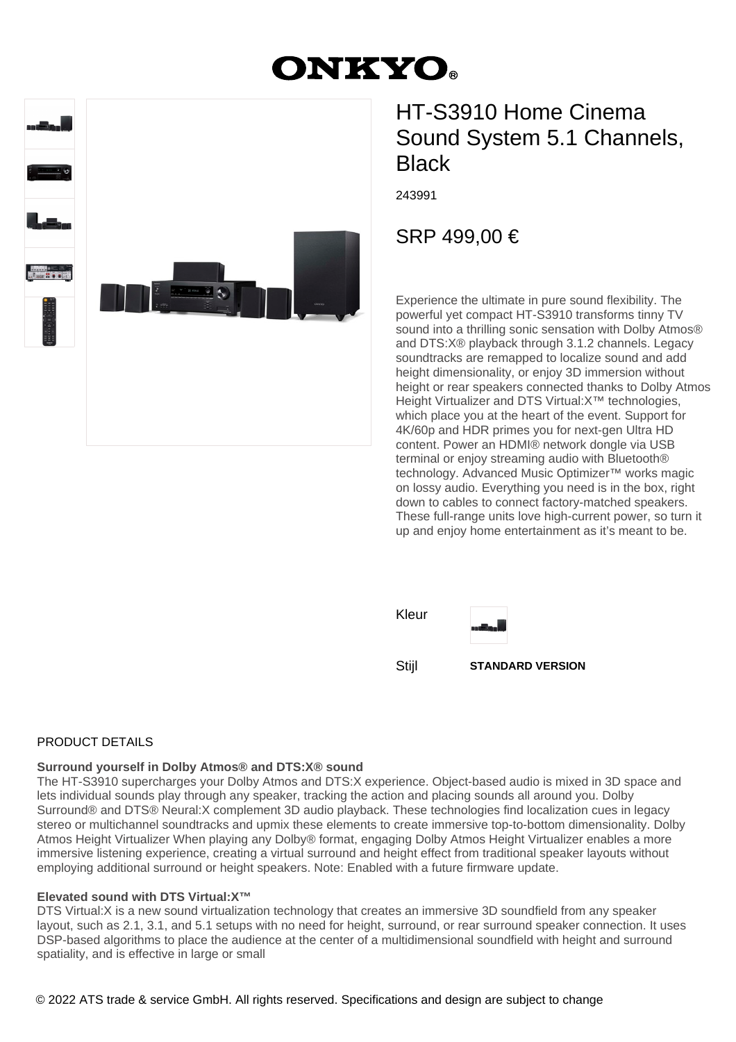# ONKYO

## HT-S3910 Home Cinema Sound System 5.1 Channels, Black

243991

SRP 499,00 €

Experience the ultimate in pure sound flexibility. The powerful yet compact HT-S3910 transforms tinny TV sound into a thrilling sonic sensation with Dolby Atmos® and DTS:X® playback through 3.1.2 channels. Legacy soundtracks are remapped to localize sound and add height dimensionality, or enjoy 3D immersion without height or rear speakers connected thanks to Dolby Atmos Height Virtualizer and DTS Virtual:X™ technologies, which place you at the heart of the event. Support for 4K/60p and HDR primes you for next-gen Ultra HD content. Power an HDMI® network dongle via USB terminal or enjoy streaming audio with Bluetooth® technology. Advanced Music Optimizer™ works magic on lossy audio. Everything you need is in the box, right down to cables to connect factory-matched speakers. These full-range units love high-current power, so turn it up and enjoy home entertainment as it's meant to be.

Kleur

Stijl **STANDARD VERSION**

## PRODUCT DETAILS

**Surround yourself in Dolby Atmos® and DTS:X® sound**
The HT-S3910 supercharges your Dolby Atmos and DTS:X experience. Object-based audio is mixed in 3D space and lets individual sounds play through any speaker, tracking the action and placing sounds all around you. Dolby Surround® and DTS® Neural:X complement 3D audio playback. These technologies find localization cues in legacy stereo or multichannel soundtracks and upmix these elements to create immersive top-to-bottom dimensionality. Dolby Atmos Height Virtualizer When playing any Dolby® format, engaging Dolby Atmos Height Virtualizer enables a more immersive listening experience, creating a virtual surround and height effect from traditional speaker layouts without employing additional surround or height speakers. Note: Enabled with a future firmware update.

**Elevated sound with DTS Virtual:X™**
DTS Virtual:X is a new sound virtualization technology that creates an immersive 3D soundfield from any speaker layout, such as 2.1, 3.1, and 5.1 setups with no need for height, surround, or rear surround speaker connection. It uses DSP-based algorithms to place the audience at the center of a multidimensional soundfield with height and surround spatiality, and is effective in large or small

© 2022 ATS trade & service GmbH. All rights reserved. Specifications and design are subject to change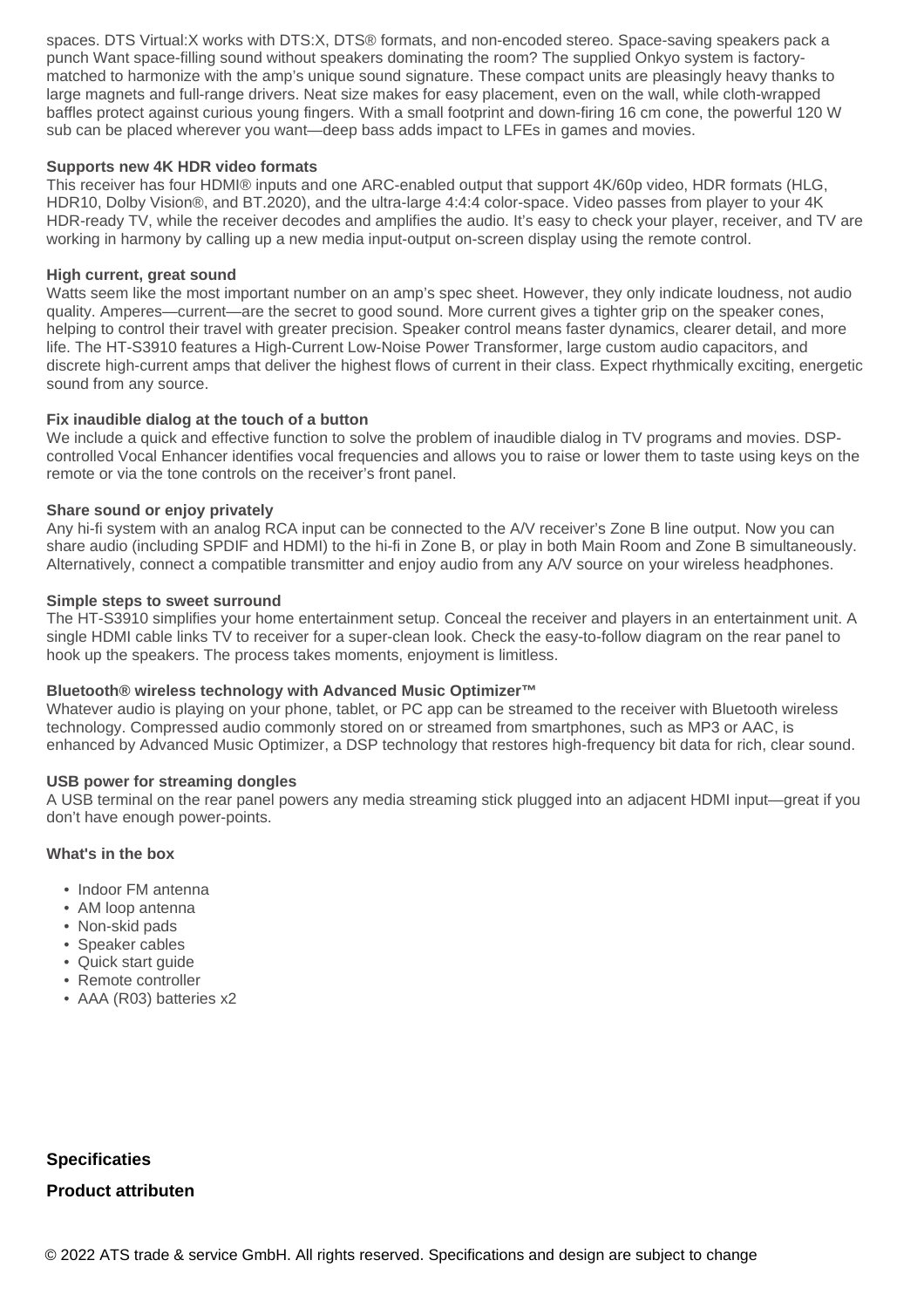spaces. DTS Virtual:X works with DTS:X, DTS® formats, and non-encoded stereo. Space-saving speakers pack a punch Want space-filling sound without speakers dominating the room? The supplied Onkyo system is factory-matched to harmonize with the amp's unique sound signature. These compact units are pleasingly heavy thanks to large magnets and full-range drivers. Neat size makes for easy placement, even on the wall, while cloth-wrapped baffles protect against curious young fingers. With a small footprint and down-firing 16 cm cone, the powerful 120 W sub can be placed wherever you want—deep bass adds impact to LFEs in games and movies.

**Supports new 4K HDR video formats**

This receiver has four HDMI® inputs and one ARC-enabled output that support 4K/60p video, HDR formats (HLG, HDR10, Dolby Vision®, and BT.2020), and the ultra-large 4:4:4 color-space. Video passes from player to your 4K HDR-ready TV, while the receiver decodes and amplifies the audio. It's easy to check your player, receiver, and TV are working in harmony by calling up a new media input-output on-screen display using the remote control.

**High current, great sound**

Watts seem like the most important number on an amp's spec sheet. However, they only indicate loudness, not audio quality. Amperes—current—are the secret to good sound. More current gives a tighter grip on the speaker cones, helping to control their travel with greater precision. Speaker control means faster dynamics, clearer detail, and more life. The HT-S3910 features a High-Current Low-Noise Power Transformer, large custom audio capacitors, and discrete high-current amps that deliver the highest flows of current in their class. Expect rhythmically exciting, energetic sound from any source.

**Fix inaudible dialog at the touch of a button**

We include a quick and effective function to solve the problem of inaudible dialog in TV programs and movies. DSP-controlled Vocal Enhancer identifies vocal frequencies and allows you to raise or lower them to taste using keys on the remote or via the tone controls on the receiver's front panel.

**Share sound or enjoy privately**

Any hi-fi system with an analog RCA input can be connected to the A/V receiver's Zone B line output. Now you can share audio (including SPDIF and HDMI) to the hi-fi in Zone B, or play in both Main Room and Zone B simultaneously. Alternatively, connect a compatible transmitter and enjoy audio from any A/V source on your wireless headphones.

**Simple steps to sweet surround**

The HT-S3910 simplifies your home entertainment setup. Conceal the receiver and players in an entertainment unit. A single HDMI cable links TV to receiver for a super-clean look. Check the easy-to-follow diagram on the rear panel to hook up the speakers. The process takes moments, enjoyment is limitless.

**Bluetooth® wireless technology with Advanced Music Optimizer™**

Whatever audio is playing on your phone, tablet, or PC app can be streamed to the receiver with Bluetooth wireless technology. Compressed audio commonly stored on or streamed from smartphones, such as MP3 or AAC, is enhanced by Advanced Music Optimizer, a DSP technology that restores high-frequency bit data for rich, clear sound.

**USB power for streaming dongles**

A USB terminal on the rear panel powers any media streaming stick plugged into an adjacent HDMI input—great if you don't have enough power-points.

**What's in the box**

- Indoor FM antenna
- AM loop antenna
- Non-skid pads
- Speaker cables
- Quick start guide
- Remote controller
- AAA (R03) batteries x2

## Specificaties

### Product attributen

© 2022 ATS trade & service GmbH. All rights reserved. Specifications and design are subject to change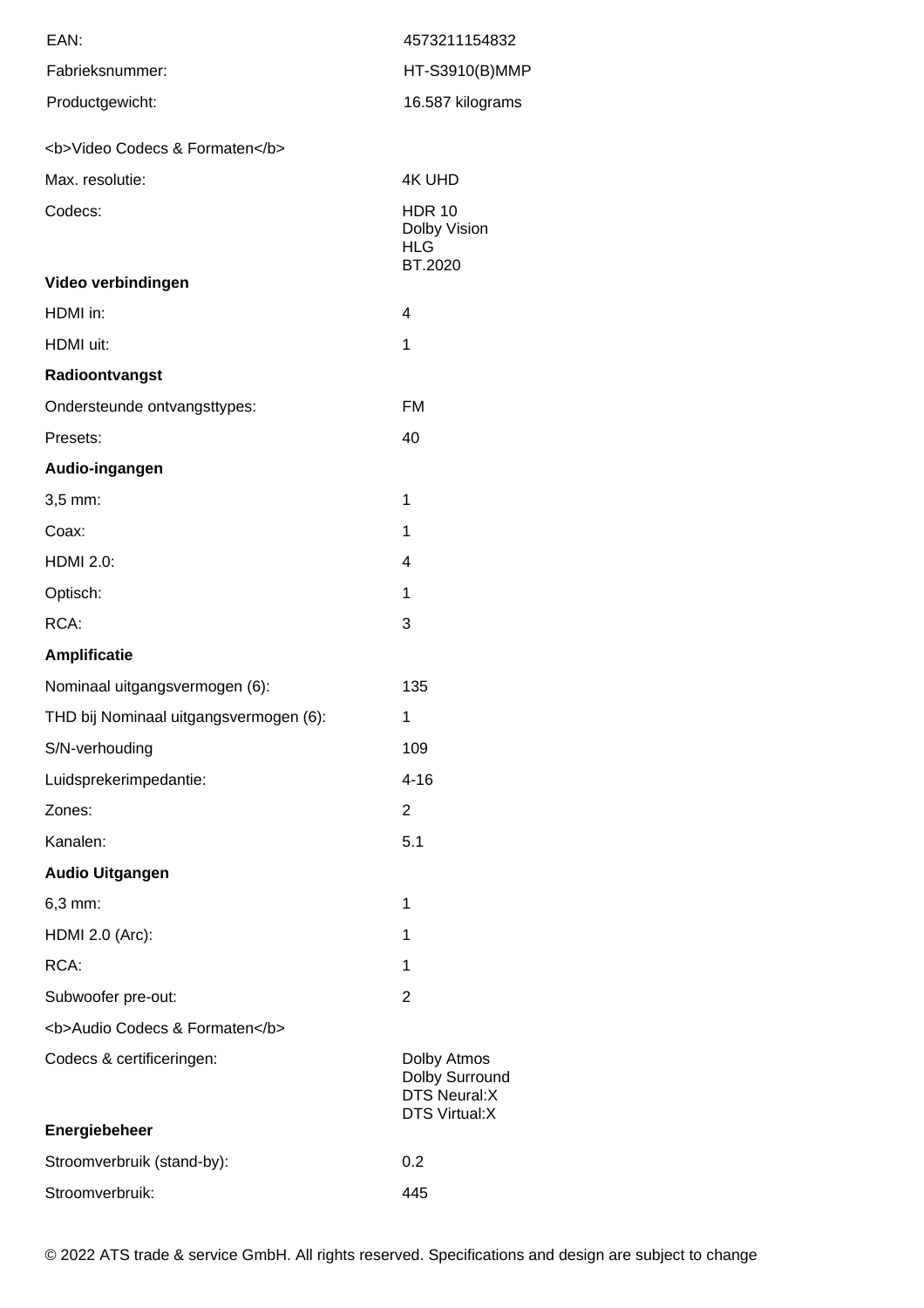| | |
|---|---|
| EAN: | 4573211154832 |
| Fabrieksnummer: | HT-S3910(B)MMP |
| Productgewicht: | 16.587 kilograms |

| | |
|---|---|
| <b>Video Codecs & Formaten</b> | |
| Max. resolutie: | 4K UHD |
| Codecs: | HDR 10<br>Dolby Vision<br>HLG<br>BT.2020 |
| **Video verbindingen** | |
| HDMI in: | 4 |
| HDMI uit: | 1 |
| **Radioontvangst** | |
| Ondersteunde ontvangsttypes: | FM |
| Presets: | 40 |
| **Audio-ingangen** | |
| 3,5 mm: | 1 |
| Coax: | 1 |
| HDMI 2.0: | 4 |
| Optisch: | 1 |
| RCA: | 3 |
| **Amplificatie** | |
| Nominaal uitgangsvermogen (6): | 135 |
| THD bij Nominaal uitgangsvermogen (6): | 1 |
| S/N-verhouding | 109 |
| Luidsprekerimpedantie: | 4-16 |
| Zones: | 2 |
| Kanalen: | 5.1 |
| **Audio Uitgangen** | |
| 6,3 mm: | 1 |
| HDMI 2.0 (Arc): | 1 |
| RCA: | 1 |
| Subwoofer pre-out: | 2 |
| <b>Audio Codecs & Formaten</b> | |
| Codecs & certificeringen: | Dolby Atmos<br>Dolby Surround<br>DTS Neural:X<br>DTS Virtual:X |
| **Energiebeheer** | |
| Stroomverbruik (stand-by): | 0.2 |
| Stroomverbruik: | 445 |

© 2022 ATS trade & service GmbH. All rights reserved. Specifications and design are subject to change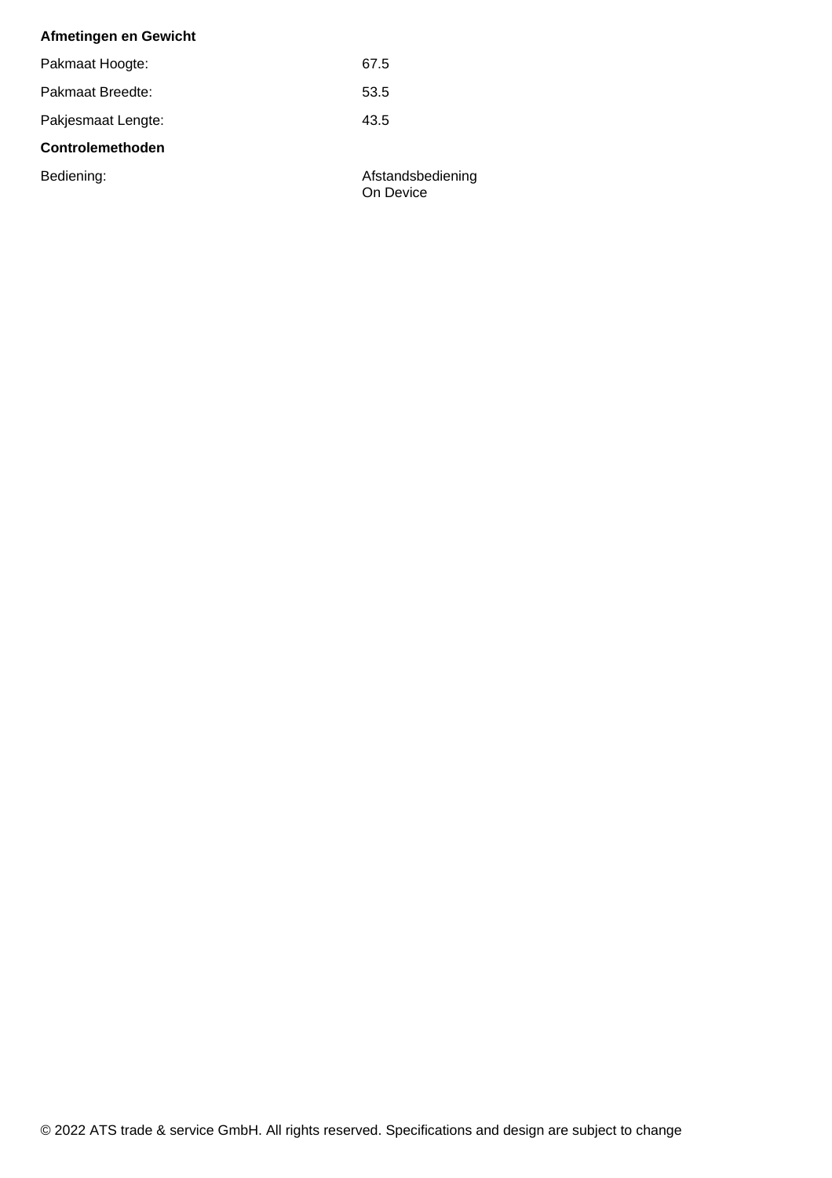**Afmetingen en Gewicht**

| | |
|---|---|
| Pakmaat Hoogte: | 67.5 |
| Pakmaat Breedte: | 53.5 |
| Pakjesmaat Lengte: | 43.5 |

**Controlemethoden**

| | |
|---|---|
| Bediening: | Afstandsbediening<br>On Device |

© 2022 ATS trade & service GmbH. All rights reserved. Specifications and design are subject to change